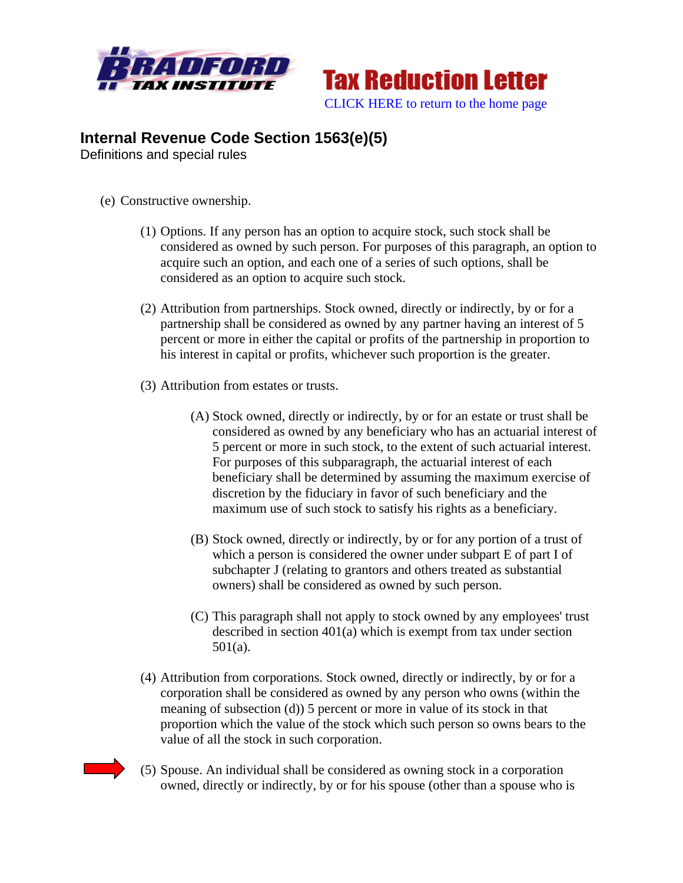Tax Reduction Letter

CLICK HERE to return to the home page

# Internal Revenue Code Section 1563(e)(5)

Definitions and special rules

(e) Constructive ownership.

(1) Options. If any person has an option to acquire stock, such stock shall be considered as owned by such person. For purposes of this paragraph, an option to acquire such an option, and each one of a series of such options, shall be considered as an option to acquire such stock.

(2) Attribution from partnerships. Stock owned, directly or indirectly, by or for a partnership shall be considered as owned by any partner having an interest of 5 percent or more in either the capital or profits of the partnership in proportion to his interest in capital or profits, whichever such proportion is the greater.

(3) Attribution from estates or trusts.

(A) Stock owned, directly or indirectly, by or for an estate or trust shall be considered as owned by any beneficiary who has an actuarial interest of 5 percent or more in such stock, to the extent of such actuarial interest. For purposes of this subparagraph, the actuarial interest of each beneficiary shall be determined by assuming the maximum exercise of discretion by the fiduciary in favor of such beneficiary and the maximum use of such stock to satisfy his rights as a beneficiary.

(B) Stock owned, directly or indirectly, by or for any portion of a trust of which a person is considered the owner under subpart E of part I of subchapter J (relating to grantors and others treated as substantial owners) shall be considered as owned by such person.

(C) This paragraph shall not apply to stock owned by any employees' trust described in section 401(a) which is exempt from tax under section 501(a).

(4) Attribution from corporations. Stock owned, directly or indirectly, by or for a corporation shall be considered as owned by any person who owns (within the meaning of subsection (d)) 5 percent or more in value of its stock in that proportion which the value of the stock which such person so owns bears to the value of all the stock in such corporation.

(5) Spouse. An individual shall be considered as owning stock in a corporation owned, directly or indirectly, by or for his spouse (other than a spouse who is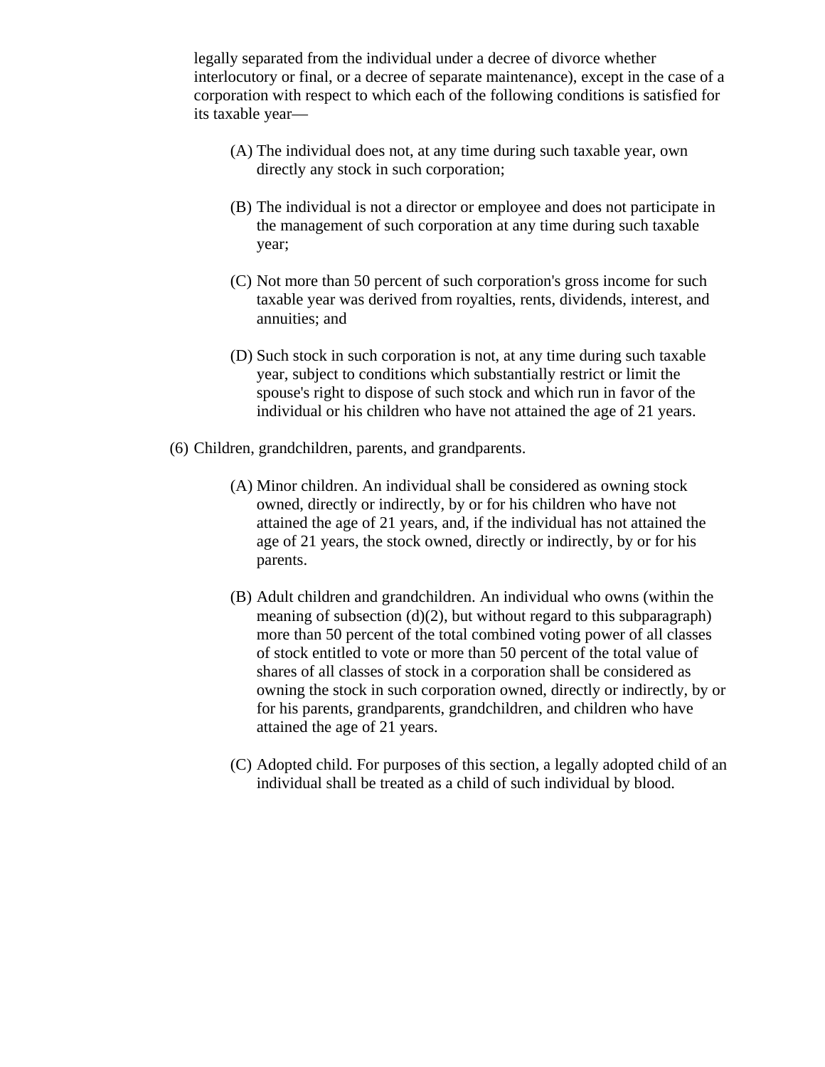legally separated from the individual under a decree of divorce whether interlocutory or final, or a decree of separate maintenance), except in the case of a corporation with respect to which each of the following conditions is satisfied for its taxable year—

- (A) The individual does not, at any time during such taxable year, own directly any stock in such corporation;
- (B) The individual is not a director or employee and does not participate in the management of such corporation at any time during such taxable year;
- (C) Not more than 50 percent of such corporation's gross income for such taxable year was derived from royalties, rents, dividends, interest, and annuities; and
- (D) Such stock in such corporation is not, at any time during such taxable year, subject to conditions which substantially restrict or limit the spouse's right to dispose of such stock and which run in favor of the individual or his children who have not attained the age of 21 years.

(6) Children, grandchildren, parents, and grandparents.

- (A) Minor children. An individual shall be considered as owning stock owned, directly or indirectly, by or for his children who have not attained the age of 21 years, and, if the individual has not attained the age of 21 years, the stock owned, directly or indirectly, by or for his parents.
- (B) Adult children and grandchildren. An individual who owns (within the meaning of subsection (d)(2), but without regard to this subparagraph) more than 50 percent of the total combined voting power of all classes of stock entitled to vote or more than 50 percent of the total value of shares of all classes of stock in a corporation shall be considered as owning the stock in such corporation owned, directly or indirectly, by or for his parents, grandparents, grandchildren, and children who have attained the age of 21 years.
- (C) Adopted child. For purposes of this section, a legally adopted child of an individual shall be treated as a child of such individual by blood.